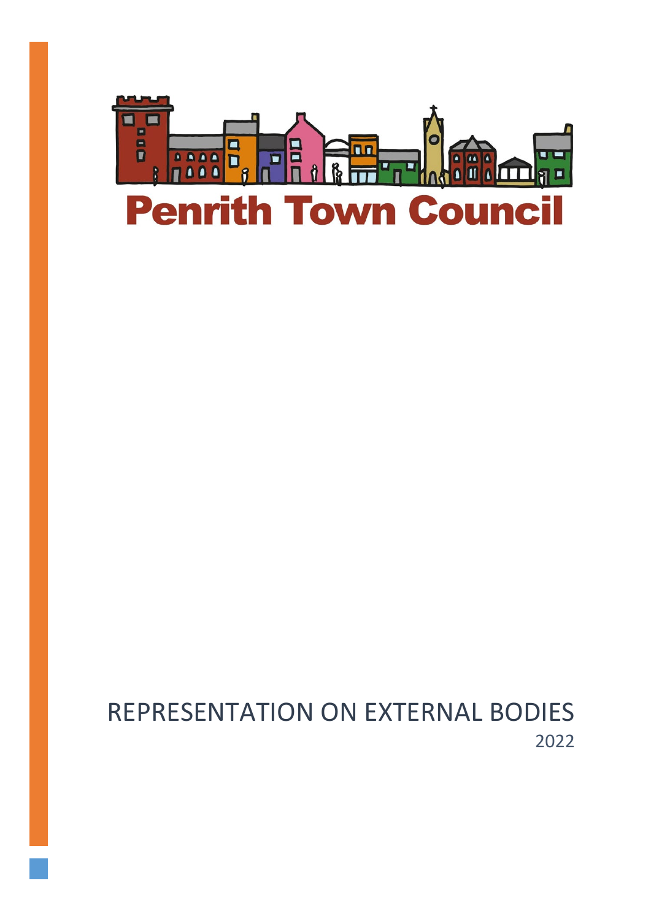Penrith Town Council

# REPRESENTATION ON EXTERNAL BODIES

2022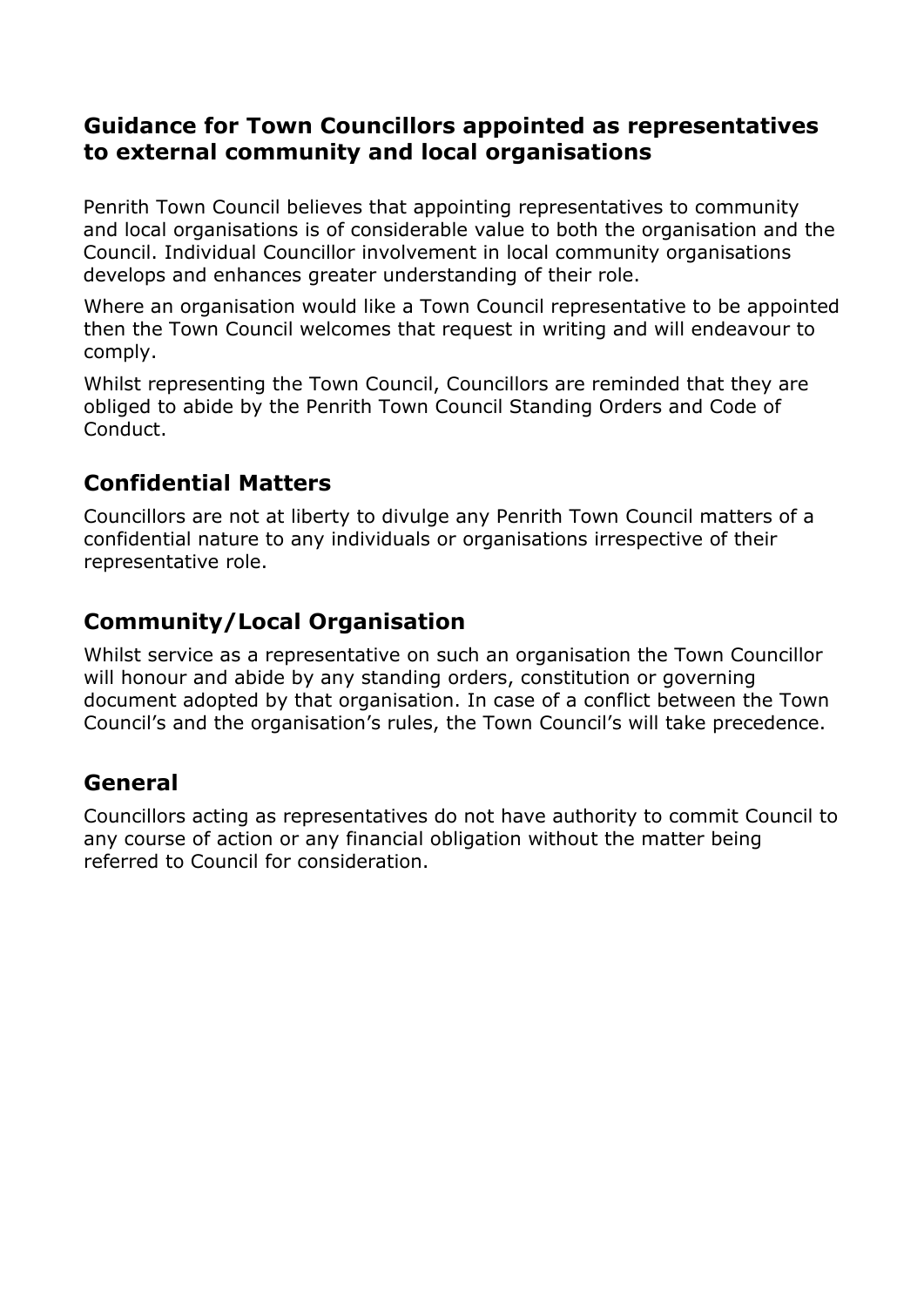## Guidance for Town Councillors appointed as representatives to external community and local organisations

Penrith Town Council believes that appointing representatives to community and local organisations is of considerable value to both the organisation and the Council. Individual Councillor involvement in local community organisations develops and enhances greater understanding of their role.

Where an organisation would like a Town Council representative to be appointed then the Town Council welcomes that request in writing and will endeavour to comply.

Whilst representing the Town Council, Councillors are reminded that they are obliged to abide by the Penrith Town Council Standing Orders and Code of Conduct.

## Confidential Matters

Councillors are not at liberty to divulge any Penrith Town Council matters of a confidential nature to any individuals or organisations irrespective of their representative role.

## Community/Local Organisation

Whilst service as a representative on such an organisation the Town Councillor will honour and abide by any standing orders, constitution or governing document adopted by that organisation. In case of a conflict between the Town Council's and the organisation's rules, the Town Council's will take precedence.

## General

Councillors acting as representatives do not have authority to commit Council to any course of action or any financial obligation without the matter being referred to Council for consideration.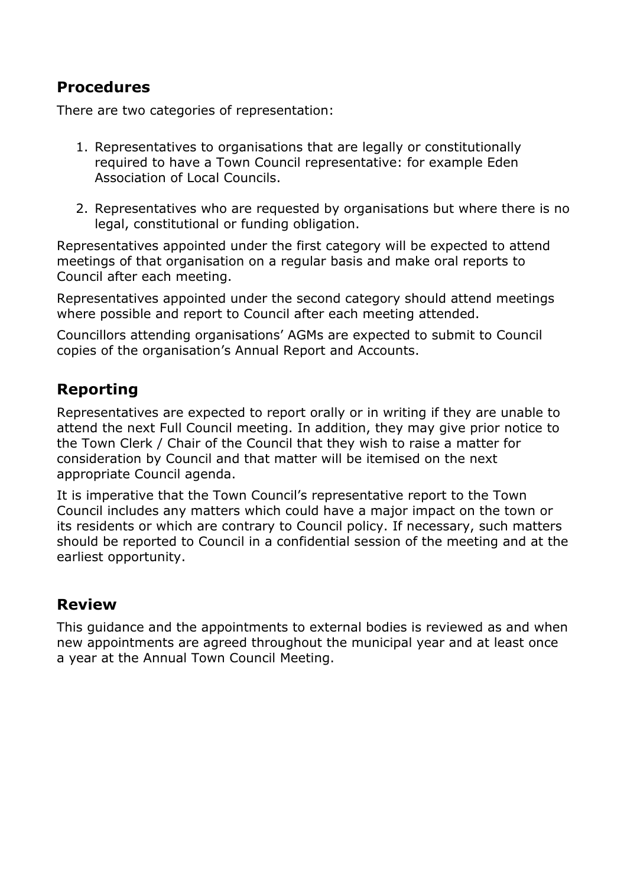## Procedures

There are two categories of representation:

1. Representatives to organisations that are legally or constitutionally required to have a Town Council representative: for example Eden Association of Local Councils.

2. Representatives who are requested by organisations but where there is no legal, constitutional or funding obligation.

Representatives appointed under the first category will be expected to attend meetings of that organisation on a regular basis and make oral reports to Council after each meeting.

Representatives appointed under the second category should attend meetings where possible and report to Council after each meeting attended.

Councillors attending organisations' AGMs are expected to submit to Council copies of the organisation's Annual Report and Accounts.

## Reporting

Representatives are expected to report orally or in writing if they are unable to attend the next Full Council meeting. In addition, they may give prior notice to the Town Clerk / Chair of the Council that they wish to raise a matter for consideration by Council and that matter will be itemised on the next appropriate Council agenda.

It is imperative that the Town Council's representative report to the Town Council includes any matters which could have a major impact on the town or its residents or which are contrary to Council policy. If necessary, such matters should be reported to Council in a confidential session of the meeting and at the earliest opportunity.

## Review

This guidance and the appointments to external bodies is reviewed as and when new appointments are agreed throughout the municipal year and at least once a year at the Annual Town Council Meeting.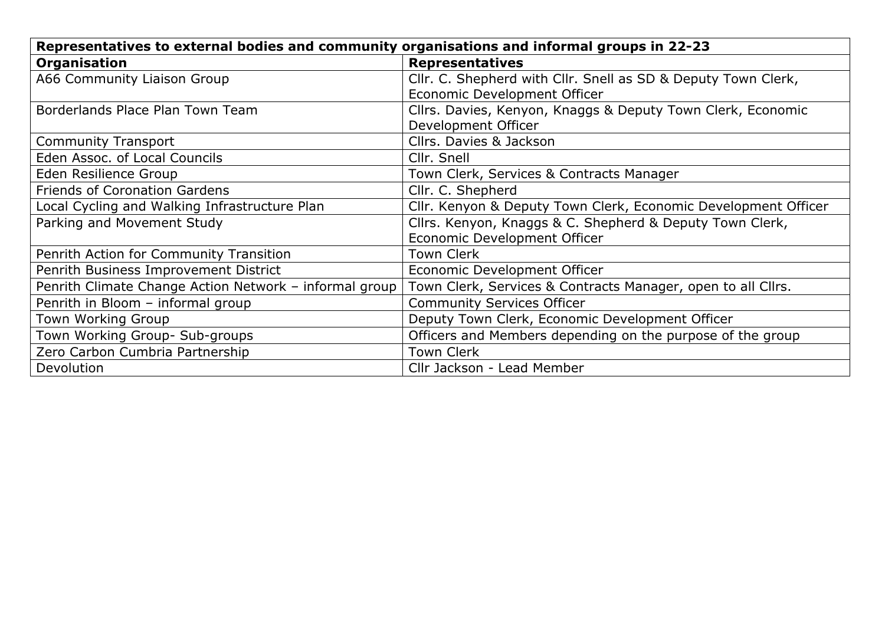| Representatives to external bodies and community organisations and informal groups in 22-23 | |
|---|---|
| **Organisation** | **Representatives** |
| A66 Community Liaison Group | Cllr. C. Shepherd with Cllr. Snell as SD & Deputy Town Clerk, Economic Development Officer |
| Borderlands Place Plan Town Team | Cllrs. Davies, Kenyon, Knaggs & Deputy Town Clerk, Economic Development Officer |
| Community Transport | Cllrs. Davies & Jackson |
| Eden Assoc. of Local Councils | Cllr. Snell |
| Eden Resilience Group | Town Clerk, Services & Contracts Manager |
| Friends of Coronation Gardens | Cllr. C. Shepherd |
| Local Cycling and Walking Infrastructure Plan | Cllr. Kenyon & Deputy Town Clerk, Economic Development Officer |
| Parking and Movement Study | Cllrs. Kenyon, Knaggs & C. Shepherd & Deputy Town Clerk, Economic Development Officer |
| Penrith Action for Community Transition | Town Clerk |
| Penrith Business Improvement District | Economic Development Officer |
| Penrith Climate Change Action Network – informal group | Town Clerk, Services & Contracts Manager, open to all Cllrs. |
| Penrith in Bloom – informal group | Community Services Officer |
| Town Working Group | Deputy Town Clerk, Economic Development Officer |
| Town Working Group- Sub-groups | Officers and Members depending on the purpose of the group |
| Zero Carbon Cumbria Partnership | Town Clerk |
| Devolution | Cllr Jackson - Lead Member |